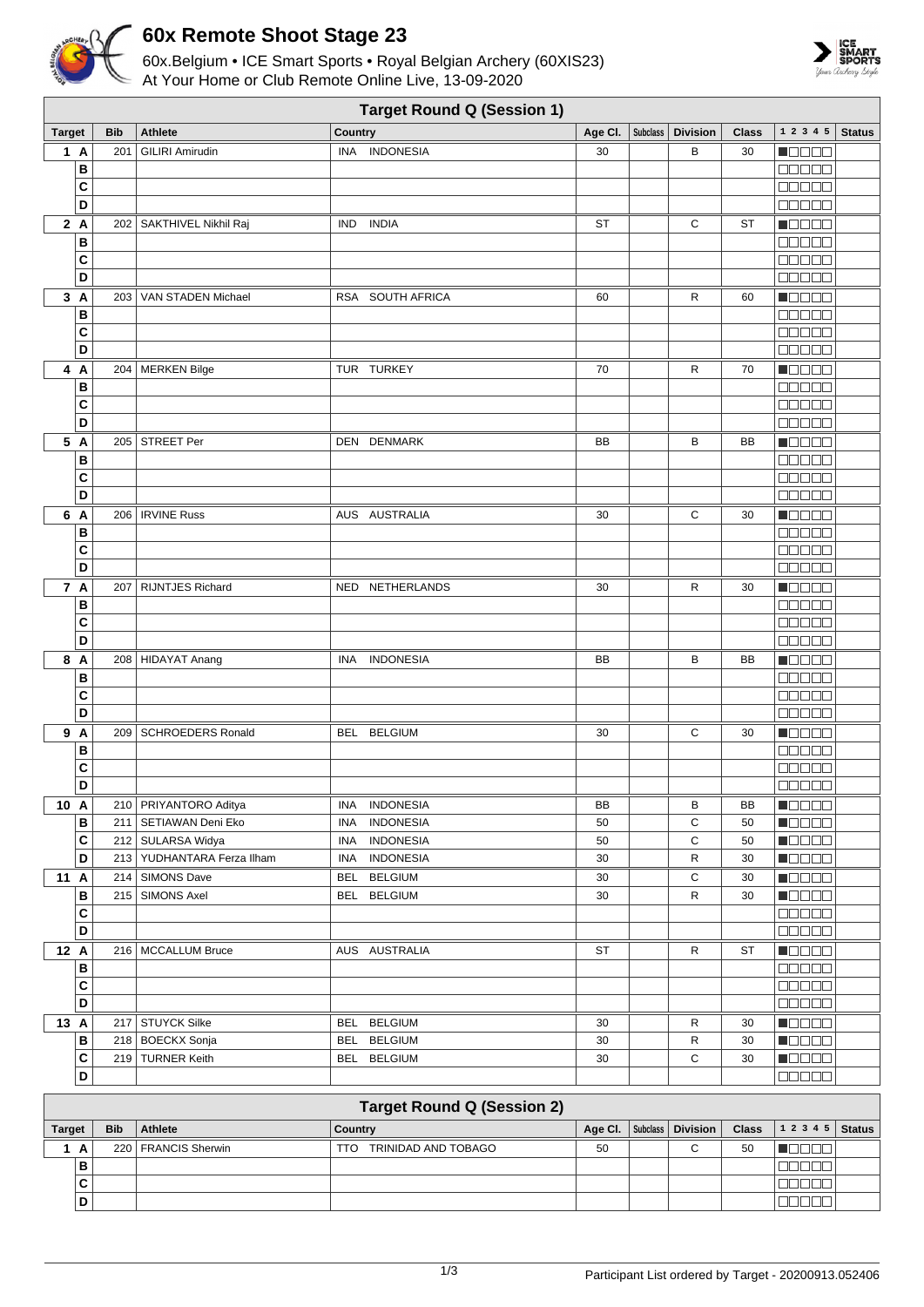# 60x Remote Shoot Stage 23

60x.Belgium • ICE Smart Sports • Royal Belgian Archery (60XIS23)
At Your Home or Club Remote Online Live, 13-09-2020

## Target Round Q (Session 1)

| Target | | Bib | Athlete | Country | Age Cl. | Subclass | Division | Class | 1 2 3 4 5 | Status |
|---|---|---|---|---|---|---|---|---|---|---|
| 1 | A | 201 | GILIRI Amirudin | INA INDONESIA | 30 | | B | 30 | ■□□□□ | |
| | B | | | | | | | | □□□□□ | |
| | C | | | | | | | | □□□□□ | |
| | D | | | | | | | | □□□□□ | |
| 2 | A | 202 | SAKTHIVEL Nikhil Raj | IND INDIA | ST | | C | ST | ■□□□□ | |
| | B | | | | | | | | □□□□□ | |
| | C | | | | | | | | □□□□□ | |
| | D | | | | | | | | □□□□□ | |
| 3 | A | 203 | VAN STADEN Michael | RSA SOUTH AFRICA | 60 | | R | 60 | ■□□□□ | |
| | B | | | | | | | | □□□□□ | |
| | C | | | | | | | | □□□□□ | |
| | D | | | | | | | | □□□□□ | |
| 4 | A | 204 | MERKEN Bilge | TUR TURKEY | 70 | | R | 70 | ■□□□□ | |
| | B | | | | | | | | □□□□□ | |
| | C | | | | | | | | □□□□□ | |
| | D | | | | | | | | □□□□□ | |
| 5 | A | 205 | STREET Per | DEN DENMARK | BB | | B | BB | ■□□□□ | |
| | B | | | | | | | | □□□□□ | |
| | C | | | | | | | | □□□□□ | |
| | D | | | | | | | | □□□□□ | |
| 6 | A | 206 | IRVINE Russ | AUS AUSTRALIA | 30 | | C | 30 | ■□□□□ | |
| | B | | | | | | | | □□□□□ | |
| | C | | | | | | | | □□□□□ | |
| | D | | | | | | | | □□□□□ | |
| 7 | A | 207 | RIJNTJES Richard | NED NETHERLANDS | 30 | | R | 30 | ■□□□□ | |
| | B | | | | | | | | □□□□□ | |
| | C | | | | | | | | □□□□□ | |
| | D | | | | | | | | □□□□□ | |
| 8 | A | 208 | HIDAYAT Anang | INA INDONESIA | BB | | B | BB | ■□□□□ | |
| | B | | | | | | | | □□□□□ | |
| | C | | | | | | | | □□□□□ | |
| | D | | | | | | | | □□□□□ | |
| 9 | A | 209 | SCHROEDERS Ronald | BEL BELGIUM | 30 | | C | 30 | ■□□□□ | |
| | B | | | | | | | | □□□□□ | |
| | C | | | | | | | | □□□□□ | |
| | D | | | | | | | | □□□□□ | |
| 10 | A | 210 | PRIYANTORO Aditya | INA INDONESIA | BB | | B | BB | ■□□□□ | |
| | B | 211 | SETIAWAN Deni Eko | INA INDONESIA | 50 | | C | 50 | ■□□□□ | |
| | C | 212 | SULARSA Widya | INA INDONESIA | 50 | | C | 50 | ■□□□□ | |
| | D | 213 | YUDHANTARA Ferza Ilham | INA INDONESIA | 30 | | R | 30 | ■□□□□ | |
| 11 | A | 214 | SIMONS Dave | BEL BELGIUM | 30 | | C | 30 | ■□□□□ | |
| | B | 215 | SIMONS Axel | BEL BELGIUM | 30 | | R | 30 | ■□□□□ | |
| | C | | | | | | | | □□□□□ | |
| | D | | | | | | | | □□□□□ | |
| 12 | A | 216 | MCCALLUM Bruce | AUS AUSTRALIA | ST | | R | ST | ■□□□□ | |
| | B | | | | | | | | □□□□□ | |
| | C | | | | | | | | □□□□□ | |
| | D | | | | | | | | □□□□□ | |
| 13 | A | 217 | STUYCK Silke | BEL BELGIUM | 30 | | R | 30 | ■□□□□ | |
| | B | 218 | BOECKX Sonja | BEL BELGIUM | 30 | | R | 30 | ■□□□□ | |
| | C | 219 | TURNER Keith | BEL BELGIUM | 30 | | C | 30 | ■□□□□ | |
| | D | | | | | | | | □□□□□ | |

## Target Round Q (Session 2)

| Target | | Bib | Athlete | Country | Age Cl. | Subclass | Division | Class | 1 2 3 4 5 | Status |
|---|---|---|---|---|---|---|---|---|---|---|
| 1 | A | 220 | FRANCIS Sherwin | TTO TRINIDAD AND TOBAGO | 50 | | C | 50 | ■□□□□ | |
| | B | | | | | | | | □□□□□ | |
| | C | | | | | | | | □□□□□ | |
| | D | | | | | | | | □□□□□ | |

Participant List ordered by Target - 20200913.052406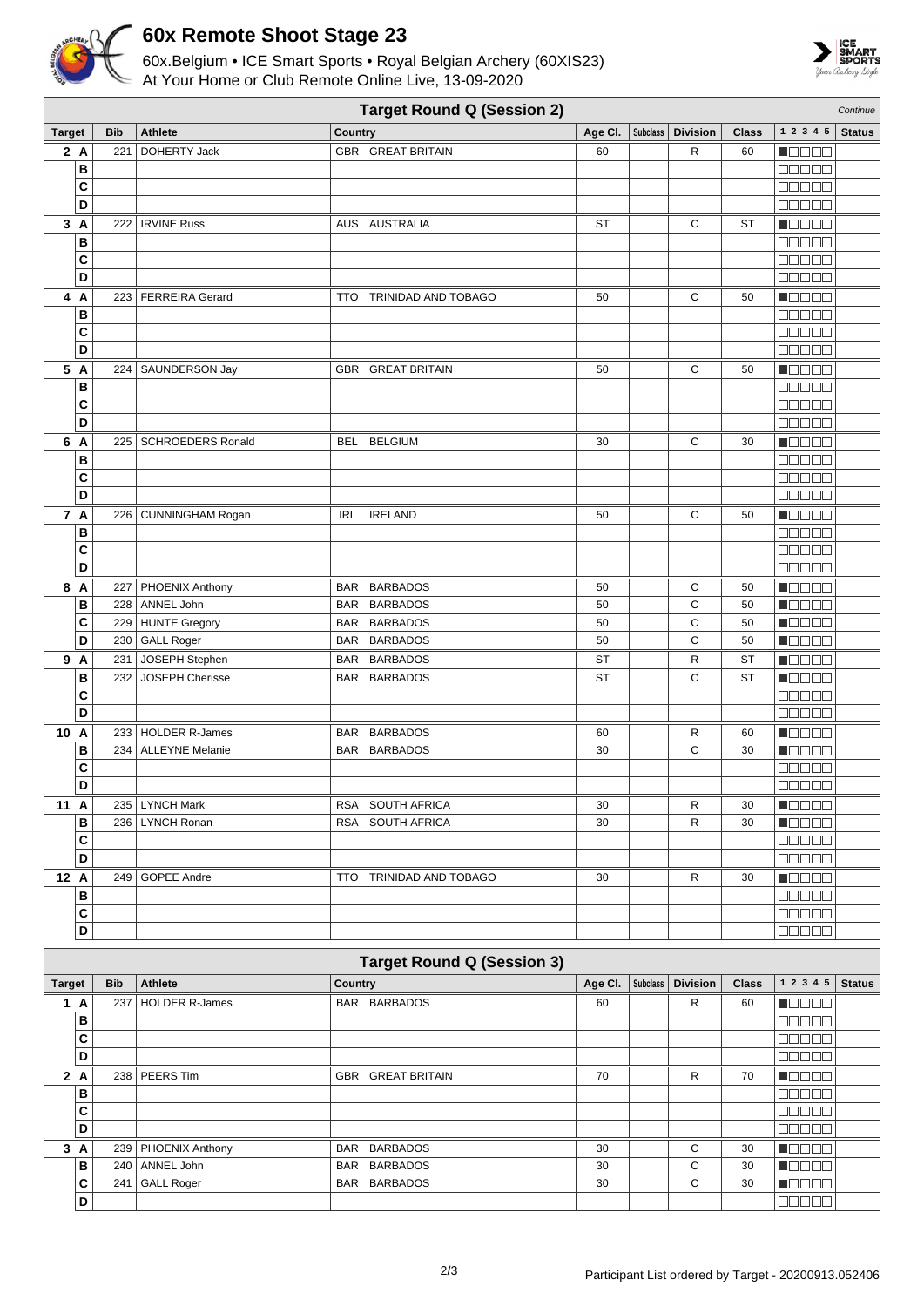# 60x Remote Shoot Stage 23

60x.Belgium • ICE Smart Sports • Royal Belgian Archery (60XIS23)
At Your Home or Club Remote Online Live, 13-09-2020

## Target Round Q (Session 2)

*Continue*

| Target | | Bib | Athlete | Country | Age Cl. | Subclass | Division | Class | 1 2 3 4 5 | Status |
|---|---|---|---|---|---|---|---|---|---|---|
| 2 | A | 221 | DOHERTY Jack | GBR GREAT BRITAIN | 60 | | R | 60 | ■□□□□ | |
| | B | | | | | | | | □□□□□ | |
| | C | | | | | | | | □□□□□ | |
| | D | | | | | | | | □□□□□ | |
| 3 | A | 222 | IRVINE Russ | AUS AUSTRALIA | ST | | C | ST | ■□□□□ | |
| | B | | | | | | | | □□□□□ | |
| | C | | | | | | | | □□□□□ | |
| | D | | | | | | | | □□□□□ | |
| 4 | A | 223 | FERREIRA Gerard | TTO TRINIDAD AND TOBAGO | 50 | | C | 50 | ■□□□□ | |
| | B | | | | | | | | □□□□□ | |
| | C | | | | | | | | □□□□□ | |
| | D | | | | | | | | □□□□□ | |
| 5 | A | 224 | SAUNDERSON Jay | GBR GREAT BRITAIN | 50 | | C | 50 | ■□□□□ | |
| | B | | | | | | | | □□□□□ | |
| | C | | | | | | | | □□□□□ | |
| | D | | | | | | | | □□□□□ | |
| 6 | A | 225 | SCHROEDERS Ronald | BEL BELGIUM | 30 | | C | 30 | ■□□□□ | |
| | B | | | | | | | | □□□□□ | |
| | C | | | | | | | | □□□□□ | |
| | D | | | | | | | | □□□□□ | |
| 7 | A | 226 | CUNNINGHAM Rogan | IRL IRELAND | 50 | | C | 50 | ■□□□□ | |
| | B | | | | | | | | □□□□□ | |
| | C | | | | | | | | □□□□□ | |
| | D | | | | | | | | □□□□□ | |
| 8 | A | 227 | PHOENIX Anthony | BAR BARBADOS | 50 | | C | 50 | ■□□□□ | |
| | B | 228 | ANNEL John | BAR BARBADOS | 50 | | C | 50 | ■□□□□ | |
| | C | 229 | HUNTE Gregory | BAR BARBADOS | 50 | | C | 50 | ■□□□□ | |
| | D | 230 | GALL Roger | BAR BARBADOS | 50 | | C | 50 | ■□□□□ | |
| 9 | A | 231 | JOSEPH Stephen | BAR BARBADOS | ST | | R | ST | ■□□□□ | |
| | B | 232 | JOSEPH Cherisse | BAR BARBADOS | ST | | C | ST | ■□□□□ | |
| | C | | | | | | | | □□□□□ | |
| | D | | | | | | | | □□□□□ | |
| 10 | A | 233 | HOLDER R-James | BAR BARBADOS | 60 | | R | 60 | ■□□□□ | |
| | B | 234 | ALLEYNE Melanie | BAR BARBADOS | 30 | | C | 30 | ■□□□□ | |
| | C | | | | | | | | □□□□□ | |
| | D | | | | | | | | □□□□□ | |
| 11 | A | 235 | LYNCH Mark | RSA SOUTH AFRICA | 30 | | R | 30 | ■□□□□ | |
| | B | 236 | LYNCH Ronan | RSA SOUTH AFRICA | 30 | | R | 30 | ■□□□□ | |
| | C | | | | | | | | □□□□□ | |
| | D | | | | | | | | □□□□□ | |
| 12 | A | 249 | GOPEE Andre | TTO TRINIDAD AND TOBAGO | 30 | | R | 30 | ■□□□□ | |
| | B | | | | | | | | □□□□□ | |
| | C | | | | | | | | □□□□□ | |
| | D | | | | | | | | □□□□□ | |

## Target Round Q (Session 3)

| Target | | Bib | Athlete | Country | Age Cl. | Subclass | Division | Class | 1 2 3 4 5 | Status |
|---|---|---|---|---|---|---|---|---|---|---|
| 1 | A | 237 | HOLDER R-James | BAR BARBADOS | 60 | | R | 60 | ■□□□□ | |
| | B | | | | | | | | □□□□□ | |
| | C | | | | | | | | □□□□□ | |
| | D | | | | | | | | □□□□□ | |
| 2 | A | 238 | PEERS Tim | GBR GREAT BRITAIN | 70 | | R | 70 | ■□□□□ | |
| | B | | | | | | | | □□□□□ | |
| | C | | | | | | | | □□□□□ | |
| | D | | | | | | | | □□□□□ | |
| 3 | A | 239 | PHOENIX Anthony | BAR BARBADOS | 30 | | C | 30 | ■□□□□ | |
| | B | 240 | ANNEL John | BAR BARBADOS | 30 | | C | 30 | ■□□□□ | |
| | C | 241 | GALL Roger | BAR BARBADOS | 30 | | C | 30 | ■□□□□ | |
| | D | | | | | | | | □□□□□ | |

Participant List ordered by Target - 20200913.052406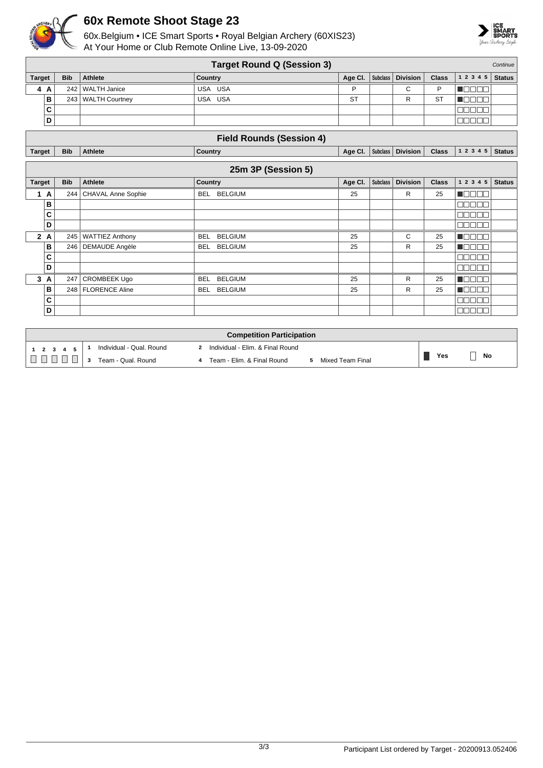# 60x Remote Shoot Stage 23

60x.Belgium • ICE Smart Sports • Royal Belgian Archery (60XIS23)
At Your Home or Club Remote Online Live, 13-09-2020

## Target Round Q (Session 3)

*Continue*

| Target | | Bib | Athlete | Country | Age Cl. | Subclass | Division | Class | 1 2 3 4 5 | Status |
|---|---|---|---|---|---|---|---|---|---|---|
| 4 | A | 242 | WALTH Janice | USA USA | P | | C | P | ■□□□□ | |
| | B | 243 | WALTH Courtney | USA USA | ST | | R | ST | ■□□□□ | |
| | C | | | | | | | | □□□□□ | |
| | D | | | | | | | | □□□□□ | |

## Field Rounds (Session 4)

| Target | Bib | Athlete | Country | Age Cl. | Subclass | Division | Class | 1 2 3 4 5 | Status |
|---|---|---|---|---|---|---|---|---|---|

## 25m 3P (Session 5)

| Target | | Bib | Athlete | Country | Age Cl. | Subclass | Division | Class | 1 2 3 4 5 | Status |
|---|---|---|---|---|---|---|---|---|---|---|
| 1 | A | 244 | CHAVAL Anne Sophie | BEL BELGIUM | 25 | | R | 25 | ■□□□□ | |
| | B | | | | | | | | □□□□□ | |
| | C | | | | | | | | □□□□□ | |
| | D | | | | | | | | □□□□□ | |
| 2 | A | 245 | WATTIEZ Anthony | BEL BELGIUM | 25 | | C | 25 | ■□□□□ | |
| | B | 246 | DEMAUDE Angèle | BEL BELGIUM | 25 | | R | 25 | ■□□□□ | |
| | C | | | | | | | | □□□□□ | |
| | D | | | | | | | | □□□□□ | |
| 3 | A | 247 | CROMBEEK Ugo | BEL BELGIUM | 25 | | R | 25 | ■□□□□ | |
| | B | 248 | FLORENCE Aline | BEL BELGIUM | 25 | | R | 25 | ■□□□□ | |
| | C | | | | | | | | □□□□□ | |
| | D | | | | | | | | □□□□□ | |

## Competition Participation

| 1 2 3 4 5 | | | |
|---|---|---|---|
| □ □ □ □ □ | 1 Individual - Qual. Round | 2 Individual - Elim. & Final Round | ■ Yes □ No |
| | 3 Team - Qual. Round | 4 Team - Elim. & Final Round 5 Mixed Team Final | |

Participant List ordered by Target - 20200913.052406